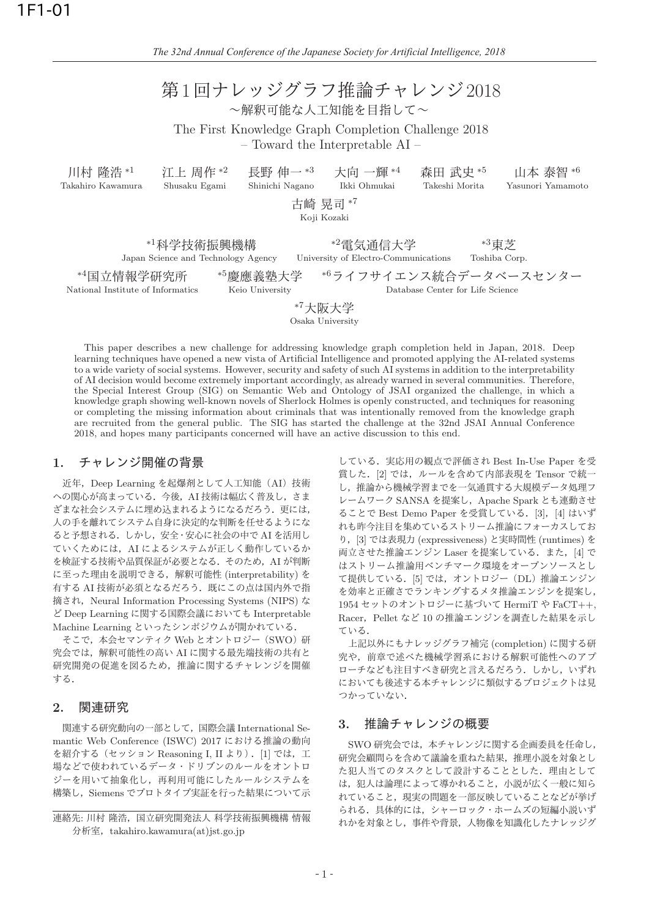# 第1回ナレッジグラフ推論チャレンジ2018
## ～解釈可能な人工知能を目指して～

### The First Knowledge Graph Completion Challenge 2018
### – Toward the Interpretable AI –

川村 隆浩[*1] Takahiro Kawamura　江上 周作[*2] Shusaku Egami　長野 伸一[*3] Shinichi Nagano　大向 一輝[*4] Ikki Ohmukai　森田 武史[*5] Takeshi Morita　山本 泰智[*6] Yasunori Yamamoto　古崎 晃司[*7] Koji Kozaki

[*1]科学技術振興機構 Japan Science and Technology Agency　[*2]電気通信大学 University of Electro-Communications　[*3]東芝 Toshiba Corp.　[*4]国立情報学研究所 National Institute of Informatics　[*5]慶應義塾大学 Keio University　[*6]ライフサイエンス統合データベースセンター Database Center for Life Science　[*7]大阪大学 Osaka University

This paper describes a new challenge for addressing knowledge graph completion held in Japan, 2018. Deep learning techniques have opened a new vista of Artificial Intelligence and promoted applying the AI-related systems to a wide variety of social systems. However, security and safety of such AI systems in addition to the interpretability of AI decision would become extremely important accordingly, as already warned in several communities. Therefore, the Special Interest Group (SIG) on Semantic Web and Ontology of JSAI organized the challenge, in which a knowledge graph showing well-known novels of Sherlock Holmes is openly constructed, and techniques for reasoning or completing the missing information about criminals that was intentionally removed from the knowledge graph are recruited from the general public. The SIG has started the challenge at the 32nd JSAI Annual Conference 2018, and hopes many participants concerned will have an active discussion to this end.

## 1. チャレンジ開催の背景

近年，Deep Learning を起爆剤として人工知能（AI）技術への関心が高まっている．今後，AI 技術は幅広く普及し，さまざまな社会システムに埋め込まれるようになるだろう．更には，人の手を離れてシステム自身に決定的な判断を任せるようになると予想される．しかし，安全・安心に社会の中で AI を活用していくためには，AI によるシステムが正しく動作しているかを検証する技術や品質保証が必要となる．そのため，AI が判断に至った理由を説明できる，解釈可能性 (interpretability) を有する AI 技術が必須となるだろう．既にこの点は国内外で指摘され，Neural Information Processing Systems (NIPS) など Deep Learning に関する国際会議においても Interpretable Machine Learning といったシンポジウムが開かれている．

そこで，本会セマンティック Web とオントロジー（SWO）研究会では，解釈可能性の高い AI に関する最先端技術の共有と研究開発の促進を図るため，推論に関するチャレンジを開催する．

## 2. 関連研究

関連する研究動向の一部として，国際会議 International Semantic Web Conference (ISWC) 2017 における推論の動向を紹介する（セッション Reasoning I, II より）．[1] では，工場などで使われているデータ・ドリブンのルールをオントロジーを用いて抽象化し，再利用可能にしたルールシステムを構築し，Siemens でプロトタイプ実証を行った結果について示している．実応用の観点で評価され Best In-Use Paper を受賞した．[2] では，ルールを含めて内部表現を Tensor で統一し，推論から機械学習までを一気通貫する大規模データ処理フレームワーク SANSA を提案し，Apache Spark とも連動させることで Best Demo Paper を受賞している．[3], [4] はいずれも昨今注目を集めているストリーム推論にフォーカスしており，[3] では表現力 (expressiveness) と実時間性 (runtimes) を両立させた推論エンジン Laser を提案している．また，[4] ではストリーム推論用ベンチマーク環境をオープンソースとして提供している．[5] では，オントロジー（DL）推論エンジンを効率と正確さでランキングするメタ推論エンジンを提案し，1954 セットのオントロジーに基づいて HermiT や FaCT++, Racer，Pellet など 10 の推論エンジンを調査した結果を示している．

上記以外にもナレッジグラフ補完 (completion) に関する研究や，前章で述べた機械学習系における解釈可能性へのアプローチなども注目すべき研究と言えるだろう．しかし，いずれにおいても後述する本チャレンジに類似するプロジェクトは見つかっていない．

## 3. 推論チャレンジの概要

SWO 研究会では，本チャレンジに関する企画委員を任命し，研究会顧問らを含めて議論を重ねた結果，推理小説を対象とした犯人当てのタスクとして設計することとした．理由としては，犯人は論理によって導かれること，小説が広く一般に知られていること，現実の問題を一部反映していることなどが挙げられる．具体的には，シャーロック・ホームズの短編小説いずれかを対象とし，事件や背景，人物像を知識化したナレッジグ

連絡先: 川村 隆浩，国立研究開発法人 科学技術振興機構 情報分析室，takahiro.kawamura(at)jst.go.jp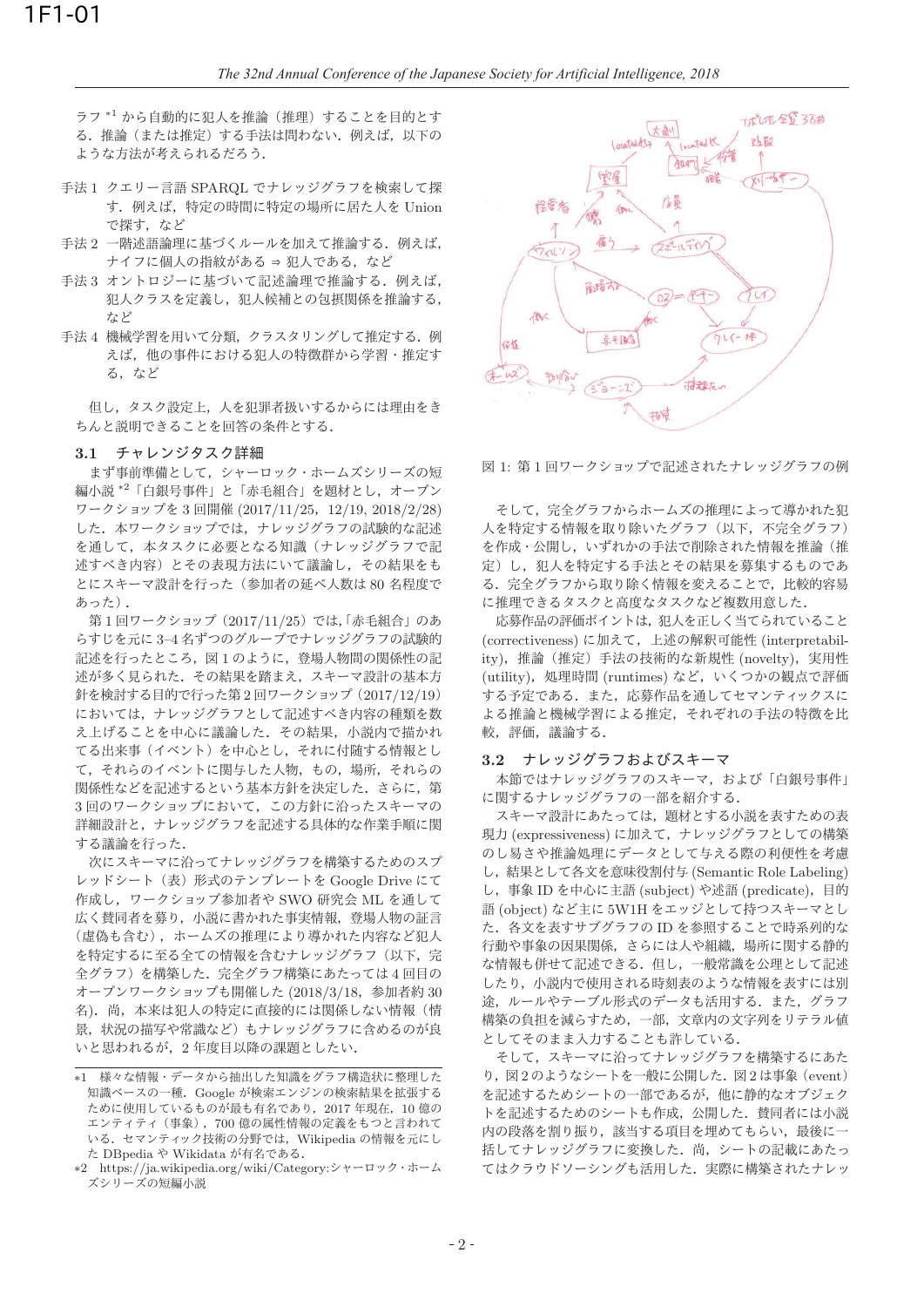ラフ [*1] から自動的に犯人を推論（推理）することを目的とする．推論（または推定）する手法は問わない．例えば，以下のような方法が考えられるだろう．

- 手法 1　クエリー言語 SPARQL でナレッジグラフを検索して探す．例えば，特定の時間に特定の場所に居た人を Union で探す，など
- 手法 2　一階述語論理に基づくルールを加えて推論する．例えば，ナイフに個人の指紋がある ⇒ 犯人である，など
- 手法 3　オントロジーに基づいて記述論理で推論する．例えば，犯人クラスを定義し，犯人候補との包摂関係を推論する，など
- 手法 4　機械学習を用いて分類，クラスタリングして推定する．例えば，他の事件における犯人の特徴群から学習・推定する，など

但し，タスク設定上，人を犯罪者扱いするからには理由をきちんと説明できることを回答の条件とする．

### 3.1　チャレンジタスク詳細

まず事前準備として，シャーロック・ホームズシリーズの短編小説 [*2]「白銀号事件」と「赤毛組合」を題材とし，オープンワークショップを 3 回開催 (2017/11/25，12/19，2018/2/28) した．本ワークショップでは，ナレッジグラフの試験的な記述を通して，本タスクに必要となる知識（ナレッジグラフで記述すべき内容）とその表現方法について議論し，その結果をもとにスキーマ設計を行った（参加者の延べ人数は 80 名程度であった）．

第 1 回ワークショップ (2017/11/25) では,「赤毛組合」のあらすじを元に 3–4 名ずつのグループでナレッジグラフの試験的記述を行ったところ，図 1 のように，登場人物間の関係性の記述が多く見られた．その結果を踏まえ，スキーマ設計の基本方針を検討する目的で行った第 2 回ワークショップ (2017/12/19) においては，ナレッジグラフとして記述すべき内容の種類を数え上げることを中心に議論した．その結果，小説内で描かれてる出来事（イベント）を中心とし，それに付随する情報として，それらのイベントに関与した人物，もの，場所，それらの関係性などを記述するという基本方針を決定した．さらに，第 3 回のワークショップにおいて，この方針に沿ったスキーマの詳細設計と，ナレッジグラフを記述する具体的な作業手順に関する議論を行った．

次にスキーマに沿ってナレッジグラフを構築するためのスプレッドシート（表）形式のテンプレートを Google Drive にて作成し，ワークショップ参加者や SWO 研究会 ML を通して広く賛同者を募り，小説に書かれた事実情報，登場人物の証言（虚偽も含む），ホームズの推理により導かれた内容など犯人を特定するに至る全ての情報を含むナレッジグラフ（以下，完全グラフ）を構築した．完全グラフ構築にあたっては 4 回目のオープンワークショップも開催した (2018/3/18，参加者約 30 名)．尚，本来は犯人の特定に直接的には関係しない情報（情景，状況の描写や常識など）もナレッジグラフに含めるのが良いと思われるが，2 年度目以降の課題としたい．

図 1: 第 1 回ワークショップで記述されたナレッジグラフの例

そして，完全グラフからホームズの推理によって導かれた犯人を特定する情報を取り除いたグラフ（以下，不完全グラフ）を作成・公開し，いずれかの手法で削除された情報を推論（推定）し，犯人を特定する手法とその結果を募集するものである．完全グラフから取り除く情報を変えることで，比較的容易に推理できるタスクと高度なタスクなど複数用意した．

応募作品の評価ポイントは，犯人を正しく当てられていること (correctiveness) に加えて，上述の解釈可能性 (interpretability)，推論（推定）手法の技術的な新規性 (novelty)，実用性 (utility)，処理時間 (runtimes) など，いくつかの観点で評価する予定である．また，応募作品を通してセマンティックスによる推論と機械学習による推定，それぞれの手法の特徴を比較，評価，議論する．

### 3.2　ナレッジグラフおよびスキーマ

本節ではナレッジグラフのスキーマ，および「白銀号事件」に関するナレッジグラフの一部を紹介する．

スキーマ設計にあたっては，題材とする小説を表すための表現力 (expressiveness) に加えて，ナレッジグラフとしての構築のし易さや推論処理にデータとして与える際の利便性を考慮し，結果として各文を意味役割付与 (Semantic Role Labeling) し，事象 ID を中心に主語 (subject) や述語 (predicate)，目的語 (object) など主に 5W1H をエッジとして持つスキーマとした．各文を表すサブグラフの ID を参照することで時系列的な行動や事象の因果関係，さらには人や組織，場所に関する静的な情報も併せて記述できる．但し，一般常識を公理として記述したり，小説内で使用される時刻表のような情報を表すには別途，ルールやテーブル形式のデータも活用する．また，グラフ構築の負担を減らすため，一部，文章内の文字列をリテラル値としてそのまま入力することも許している．

そして，スキーマに沿ってナレッジグラフを構築するにあたり，図 2 のようなシートを一般に公開した．図 2 は事象 (event) を記述するためシートの一部であるが，他に静的なオブジェクトを記述するためのシートも作成，公開した．賛同者には小説内の段落を割り振り，該当する項目を埋めてもらい，最後に一括してナレッジグラフに変換した．尚，シートの記載にあたってはクラウドソーシングも活用した．実際に構築されたナレッ

---

*1　様々な情報・データから抽出した知識をグラフ構造状に整理した知識ベースの一種．Google が検索エンジンの検索結果を拡張するために使用しているものが最も有名であり，2017 年現在，10 億のエンティティ（事象），700 億の属性情報の定義をもつと言われている．セマンティック技術の分野では，Wikipedia の情報を元にした DBpedia や Wikidata が有名である．

*2　https://ja.wikipedia.org/wiki/Category:シャーロック・ホームズシリーズの短編小説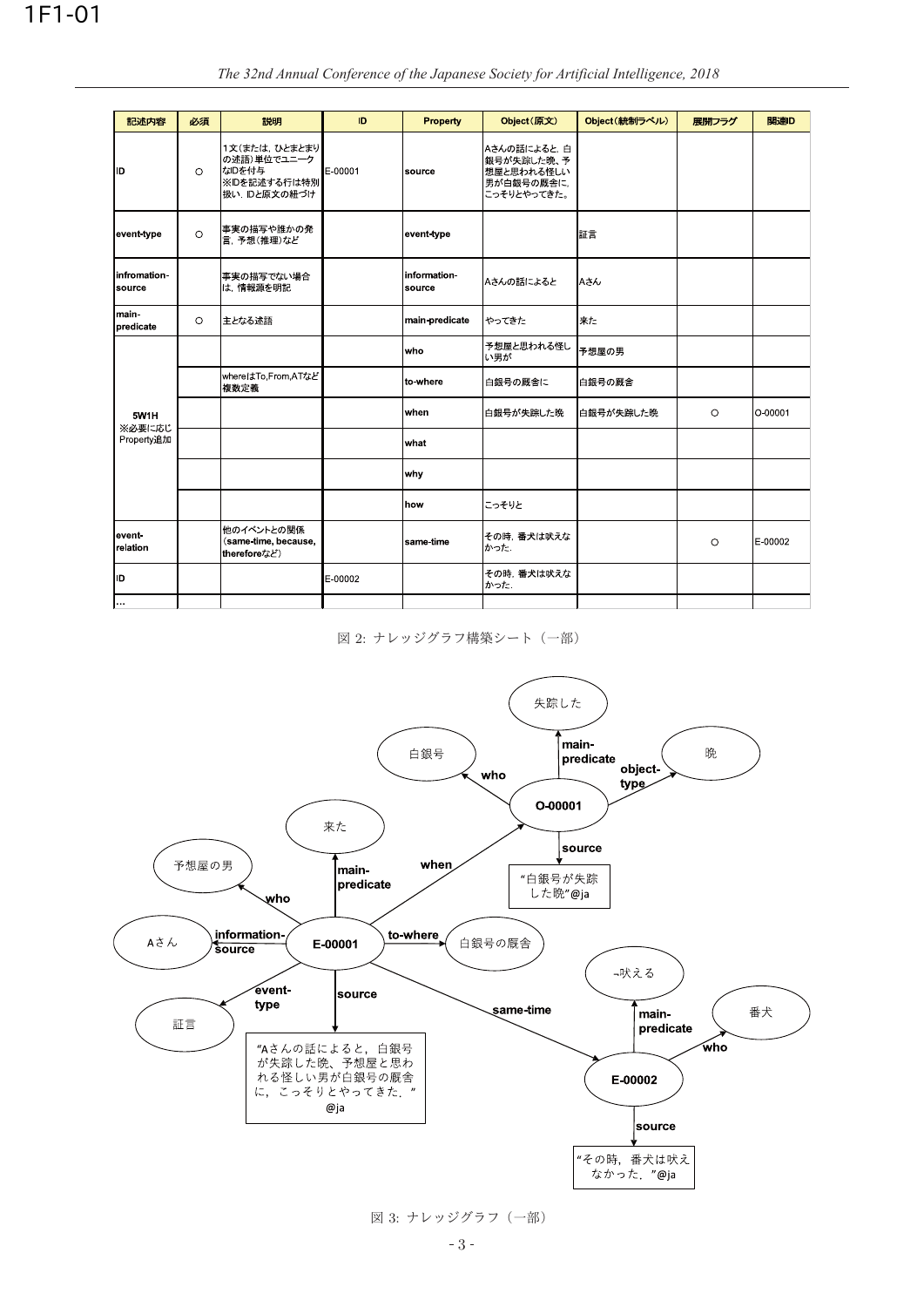| 記述内容 | 必須 | 説明 | ID | Property | Object(原文) | Object(統制ラベル) | 展開フラグ | 関連ID |
|---|---|---|---|---|---|---|---|---|
| ID | ○ | 1文(または，ひとまとまりの述語)単位でユニークなIDを付与 ※IDを記述する行は特別扱い．IDと原文の紐づけ | E-00001 | source | Aさんの話によると，白銀号が失踪した晩、予想屋と思われる怪しい男が白銀号の厩舎に，こっそりとやってきた。 | | | |
| event-type | ○ | 事実の描写や誰かの発言，予想(推理)など | | event-type | | 証言 | | |
| infromation-source | | 事実の描写でない場合は，情報源を明記 | | information-source | Aさんの話によると | Aさん | | |
| main-predicate | ○ | 主となる述語 | | main-predicate | やってきた | 来た | | |
| 5W1H ※必要に応じProperty追加 | | | | who | 予想屋と思われる怪しい男が | 予想屋の男 | | |
| | | whereはTo,From,ATなど複数定義 | | to-where | 白銀号の厩舎に | 白銀号の厩舎 | | |
| | | | | when | 白銀号が失踪した晩 | 白銀号が失踪した晩 | ○ | O-00001 |
| | | | | what | | | | |
| | | | | why | | | | |
| | | | | how | こっそりと | | | |
| event-relation | | 他のイベントとの関係(same-time, because, thereforeなど) | | same-time | その時，番犬は吠えなかった． | | ○ | E-00002 |
| ID | | | E-00002 | | その時，番犬は吠えなかった． | | | |
| ... | | | | | | | | |

図 2: ナレッジグラフ構築シート（一部）

図 3: ナレッジグラフ（一部）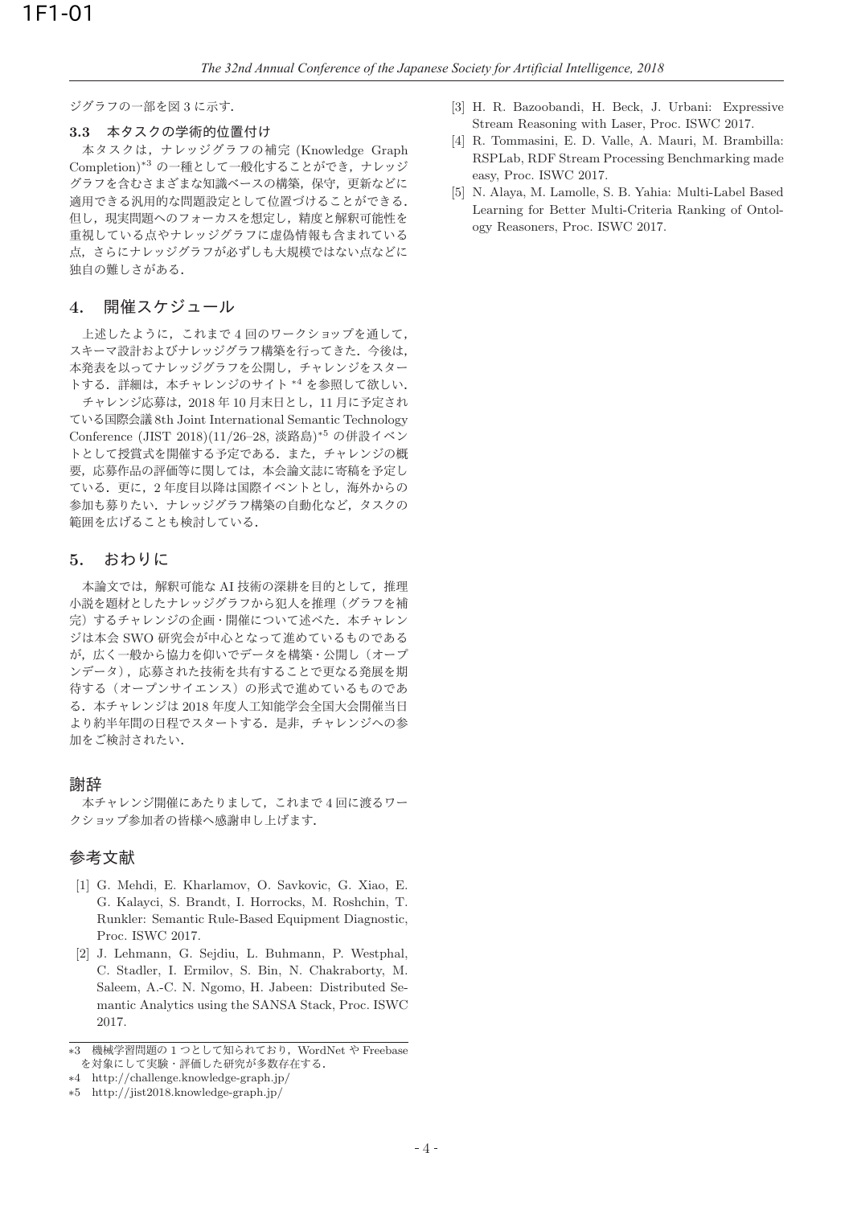ジグラフの一部を図 3 に示す．

### 3.3 本タスクの学術的位置付け

本タスクは，ナレッジグラフの補完 (Knowledge Graph Completion)*3 の一種として一般化することができ，ナレッジグラフを含むさまざまな知識ベースの構築，保守，更新などに適用できる汎用的な問題設定として位置づけることができる．但し，現実問題へのフォーカスを想定し，精度と解釈可能性を重視している点やナレッジグラフに虚偽情報も含まれている点，さらにナレッジグラフが必ずしも大規模ではない点などに独自の難しさがある．

## 4. 開催スケジュール

上述したように，これまで 4 回のワークショップを通して，スキーマ設計およびナレッジグラフ構築を行ってきた．今後は，本発表を以ってナレッジグラフを公開し，チャレンジをスタートする．詳細は，本チャレンジのサイト *4 を参照して欲しい．

チャレンジ応募は，2018 年 10 月末日とし，11 月に予定されている国際会議 8th Joint International Semantic Technology Conference (JIST 2018)(11/26–28, 淡路島)*5 の併設イベントとして授賞式を開催する予定である．また，チャレンジの概要，応募作品の評価等に関しては，本会論文誌に寄稿を予定している．更に，2 年度目以降は国際イベントとし，海外からの参加も募りたい．ナレッジグラフ構築の自動化など，タスクの範囲を広げることも検討している．

## 5. おわりに

本論文では，解釈可能な AI 技術の深耕を目的として，推理小説を題材としたナレッジグラフから犯人を推理（グラフを補完）するチャレンジの企画・開催について述べた．本チャレンジは本会 SWO 研究会が中心となって進めているものであるが，広く一般から協力を仰いでデータを構築・公開し（オープンデータ），応募された技術を共有することで更なる発展を期待する（オープンサイエンス）の形式で進めているものである．本チャレンジは 2018 年度人工知能学会全国大会開催当日より約半年間の日程でスタートする．是非，チャレンジへの参加をご検討されたい．

## 謝辞

本チャレンジ開催にあたりまして，これまで 4 回に渡るワークショップ参加者の皆様へ感謝申し上げます．

## 参考文献

[1] G. Mehdi, E. Kharlamov, O. Savkovic, G. Xiao, E. G. Kalayci, S. Brandt, I. Horrocks, M. Roshchin, T. Runkler: Semantic Rule-Based Equipment Diagnostic, Proc. ISWC 2017.

[2] J. Lehmann, G. Sejdiu, L. Buhmann, P. Westphal, C. Stadler, I. Ermilov, S. Bin, N. Chakraborty, M. Saleem, A.-C. N. Ngomo, H. Jabeen: Distributed Semantic Analytics using the SANSA Stack, Proc. ISWC 2017.

[3] H. R. Bazoobandi, H. Beck, J. Urbani: Expressive Stream Reasoning with Laser, Proc. ISWC 2017.

[4] R. Tommasini, E. D. Valle, A. Mauri, M. Brambilla: RSPLab, RDF Stream Processing Benchmarking made easy, Proc. ISWC 2017.

[5] N. Alaya, M. Lamolle, S. B. Yahia: Multi-Label Based Learning for Better Multi-Criteria Ranking of Ontology Reasoners, Proc. ISWC 2017.

---

*3 機械学習問題の 1 つとして知られており，WordNet や Freebase を対象にして実験・評価した研究が多数存在する．

*4 http://challenge.knowledge-graph.jp/

*5 http://jist2018.knowledge-graph.jp/